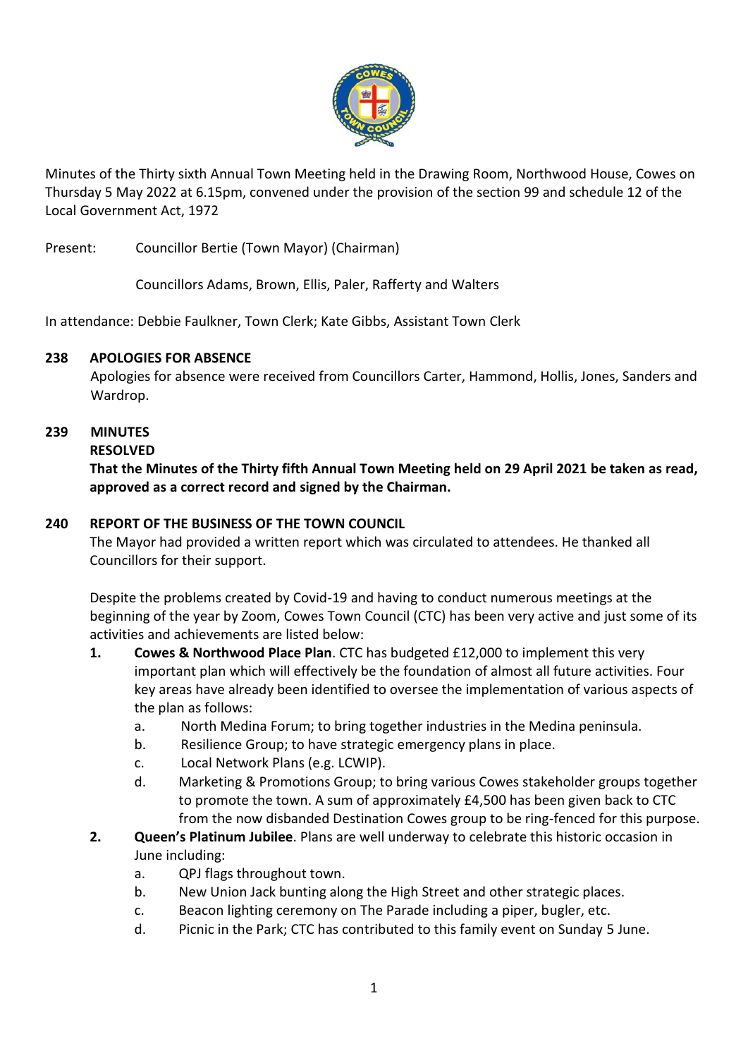Minutes of the Thirty sixth Annual Town Meeting held in the Drawing Room, Northwood House, Cowes on Thursday 5 May 2022 at 6.15pm, convened under the provision of the section 99 and schedule 12 of the Local Government Act, 1972

Present: Councillor Bertie (Town Mayor) (Chairman)

Councillors Adams, Brown, Ellis, Paler, Rafferty and Walters

In attendance: Debbie Faulkner, Town Clerk; Kate Gibbs, Assistant Town Clerk

## 238 APOLOGIES FOR ABSENCE

Apologies for absence were received from Councillors Carter, Hammond, Hollis, Jones, Sanders and Wardrop.

## 239 MINUTES

**RESOLVED**

**That the Minutes of the Thirty fifth Annual Town Meeting held on 29 April 2021 be taken as read, approved as a correct record and signed by the Chairman.**

## 240 REPORT OF THE BUSINESS OF THE TOWN COUNCIL

The Mayor had provided a written report which was circulated to attendees. He thanked all Councillors for their support.

Despite the problems created by Covid-19 and having to conduct numerous meetings at the beginning of the year by Zoom, Cowes Town Council (CTC) has been very active and just some of its activities and achievements are listed below:

1. **Cowes & Northwood Place Plan**. CTC has budgeted £12,000 to implement this very important plan which will effectively be the foundation of almost all future activities. Four key areas have already been identified to oversee the implementation of various aspects of the plan as follows:
   a. North Medina Forum; to bring together industries in the Medina peninsula.
   b. Resilience Group; to have strategic emergency plans in place.
   c. Local Network Plans (e.g. LCWIP).
   d. Marketing & Promotions Group; to bring various Cowes stakeholder groups together to promote the town. A sum of approximately £4,500 has been given back to CTC from the now disbanded Destination Cowes group to be ring-fenced for this purpose.
2. **Queen's Platinum Jubilee**. Plans are well underway to celebrate this historic occasion in June including:
   a. QPJ flags throughout town.
   b. New Union Jack bunting along the High Street and other strategic places.
   c. Beacon lighting ceremony on The Parade including a piper, bugler, etc.
   d. Picnic in the Park; CTC has contributed to this family event on Sunday 5 June.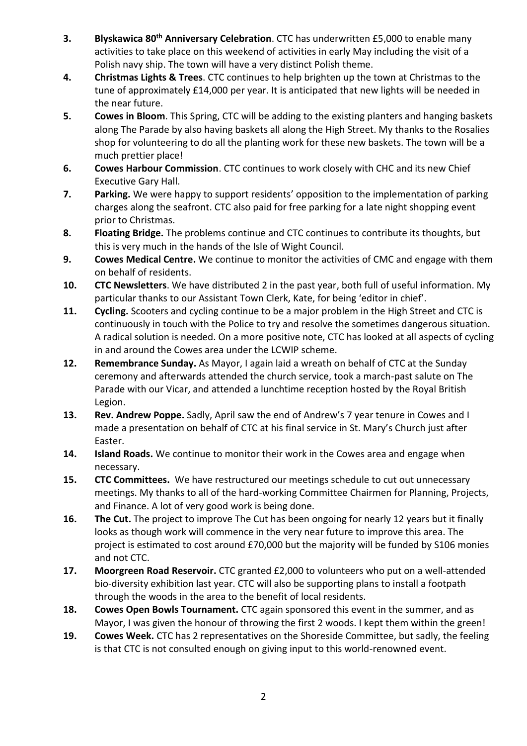3. **Blyskawica 80th Anniversary Celebration**. CTC has underwritten £5,000 to enable many activities to take place on this weekend of activities in early May including the visit of a Polish navy ship. The town will have a very distinct Polish theme.
4. **Christmas Lights & Trees**. CTC continues to help brighten up the town at Christmas to the tune of approximately £14,000 per year. It is anticipated that new lights will be needed in the near future.
5. **Cowes in Bloom**. This Spring, CTC will be adding to the existing planters and hanging baskets along The Parade by also having baskets all along the High Street. My thanks to the Rosalies shop for volunteering to do all the planting work for these new baskets. The town will be a much prettier place!
6. **Cowes Harbour Commission**. CTC continues to work closely with CHC and its new Chief Executive Gary Hall.
7. **Parking.** We were happy to support residents' opposition to the implementation of parking charges along the seafront. CTC also paid for free parking for a late night shopping event prior to Christmas.
8. **Floating Bridge.** The problems continue and CTC continues to contribute its thoughts, but this is very much in the hands of the Isle of Wight Council.
9. **Cowes Medical Centre.** We continue to monitor the activities of CMC and engage with them on behalf of residents.
10. **CTC Newsletters**. We have distributed 2 in the past year, both full of useful information. My particular thanks to our Assistant Town Clerk, Kate, for being 'editor in chief'.
11. **Cycling.** Scooters and cycling continue to be a major problem in the High Street and CTC is continuously in touch with the Police to try and resolve the sometimes dangerous situation. A radical solution is needed. On a more positive note, CTC has looked at all aspects of cycling in and around the Cowes area under the LCWIP scheme.
12. **Remembrance Sunday.** As Mayor, I again laid a wreath on behalf of CTC at the Sunday ceremony and afterwards attended the church service, took a march-past salute on The Parade with our Vicar, and attended a lunchtime reception hosted by the Royal British Legion.
13. **Rev. Andrew Poppe.** Sadly, April saw the end of Andrew's 7 year tenure in Cowes and I made a presentation on behalf of CTC at his final service in St. Mary's Church just after Easter.
14. **Island Roads.** We continue to monitor their work in the Cowes area and engage when necessary.
15. **CTC Committees.** We have restructured our meetings schedule to cut out unnecessary meetings. My thanks to all of the hard-working Committee Chairmen for Planning, Projects, and Finance. A lot of very good work is being done.
16. **The Cut.** The project to improve The Cut has been ongoing for nearly 12 years but it finally looks as though work will commence in the very near future to improve this area. The project is estimated to cost around £70,000 but the majority will be funded by S106 monies and not CTC.
17. **Moorgreen Road Reservoir.** CTC granted £2,000 to volunteers who put on a well-attended bio-diversity exhibition last year. CTC will also be supporting plans to install a footpath through the woods in the area to the benefit of local residents.
18. **Cowes Open Bowls Tournament.** CTC again sponsored this event in the summer, and as Mayor, I was given the honour of throwing the first 2 woods. I kept them within the green!
19. **Cowes Week.** CTC has 2 representatives on the Shoreside Committee, but sadly, the feeling is that CTC is not consulted enough on giving input to this world-renowned event.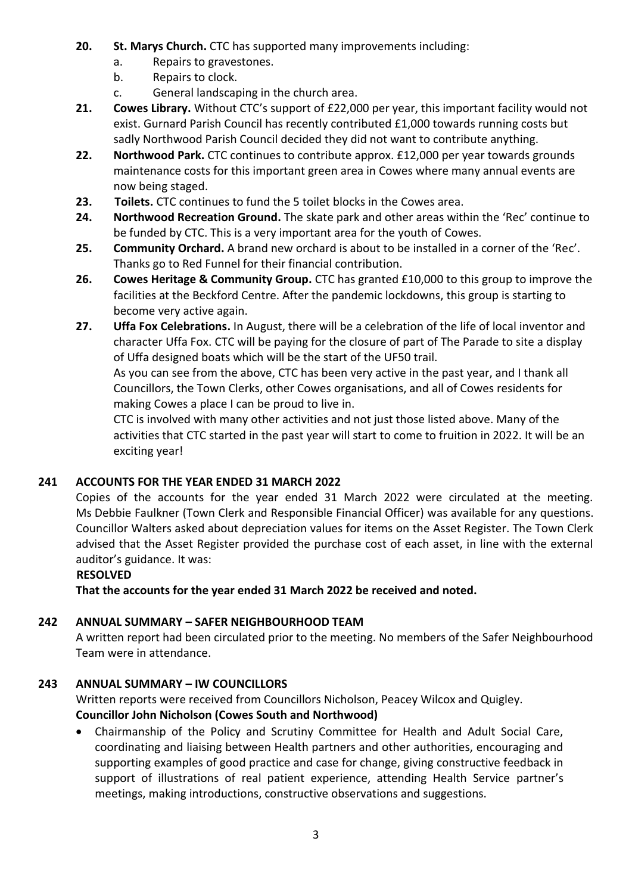20. **St. Marys Church.** CTC has supported many improvements including:
    a. Repairs to gravestones.
    b. Repairs to clock.
    c. General landscaping in the church area.
21. **Cowes Library.** Without CTC's support of £22,000 per year, this important facility would not exist. Gurnard Parish Council has recently contributed £1,000 towards running costs but sadly Northwood Parish Council decided they did not want to contribute anything.
22. **Northwood Park.** CTC continues to contribute approx. £12,000 per year towards grounds maintenance costs for this important green area in Cowes where many annual events are now being staged.
23. **Toilets.** CTC continues to fund the 5 toilet blocks in the Cowes area.
24. **Northwood Recreation Ground.** The skate park and other areas within the 'Rec' continue to be funded by CTC. This is a very important area for the youth of Cowes.
25. **Community Orchard.** A brand new orchard is about to be installed in a corner of the 'Rec'. Thanks go to Red Funnel for their financial contribution.
26. **Cowes Heritage & Community Group.** CTC has granted £10,000 to this group to improve the facilities at the Beckford Centre. After the pandemic lockdowns, this group is starting to become very active again.
27. **Uffa Fox Celebrations.** In August, there will be a celebration of the life of local inventor and character Uffa Fox. CTC will be paying for the closure of part of The Parade to site a display of Uffa designed boats which will be the start of the UF50 trail.

    As you can see from the above, CTC has been very active in the past year, and I thank all Councillors, the Town Clerks, other Cowes organisations, and all of Cowes residents for making Cowes a place I can be proud to live in.

    CTC is involved with many other activities and not just those listed above. Many of the activities that CTC started in the past year will start to come to fruition in 2022. It will be an exciting year!

## 241 ACCOUNTS FOR THE YEAR ENDED 31 MARCH 2022

Copies of the accounts for the year ended 31 March 2022 were circulated at the meeting. Ms Debbie Faulkner (Town Clerk and Responsible Financial Officer) was available for any questions. Councillor Walters asked about depreciation values for items on the Asset Register. The Town Clerk advised that the Asset Register provided the purchase cost of each asset, in line with the external auditor's guidance. It was:

**RESOLVED**

**That the accounts for the year ended 31 March 2022 be received and noted.**

## 242 ANNUAL SUMMARY – SAFER NEIGHBOURHOOD TEAM

A written report had been circulated prior to the meeting. No members of the Safer Neighbourhood Team were in attendance.

## 243 ANNUAL SUMMARY – IW COUNCILLORS

Written reports were received from Councillors Nicholson, Peacey Wilcox and Quigley.

**Councillor John Nicholson (Cowes South and Northwood)**

- Chairmanship of the Policy and Scrutiny Committee for Health and Adult Social Care, coordinating and liaising between Health partners and other authorities, encouraging and supporting examples of good practice and case for change, giving constructive feedback in support of illustrations of real patient experience, attending Health Service partner's meetings, making introductions, constructive observations and suggestions.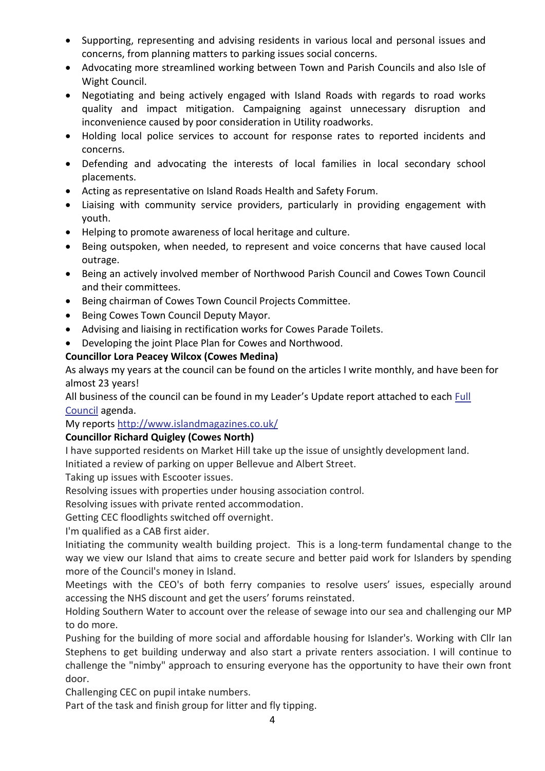- Supporting, representing and advising residents in various local and personal issues and concerns, from planning matters to parking issues social concerns.
- Advocating more streamlined working between Town and Parish Councils and also Isle of Wight Council.
- Negotiating and being actively engaged with Island Roads with regards to road works quality and impact mitigation. Campaigning against unnecessary disruption and inconvenience caused by poor consideration in Utility roadworks.
- Holding local police services to account for response rates to reported incidents and concerns.
- Defending and advocating the interests of local families in local secondary school placements.
- Acting as representative on Island Roads Health and Safety Forum.
- Liaising with community service providers, particularly in providing engagement with youth.
- Helping to promote awareness of local heritage and culture.
- Being outspoken, when needed, to represent and voice concerns that have caused local outrage.
- Being an actively involved member of Northwood Parish Council and Cowes Town Council and their committees.
- Being chairman of Cowes Town Council Projects Committee.
- Being Cowes Town Council Deputy Mayor.
- Advising and liaising in rectification works for Cowes Parade Toilets.
- Developing the joint Place Plan for Cowes and Northwood.

**Councillor Lora Peacey Wilcox (Cowes Medina)**

As always my years at the council can be found on the articles I write monthly, and have been for almost 23 years!

All business of the council can be found in my Leader's Update report attached to each [Full Council]() agenda.

My reports [http://www.islandmagazines.co.uk/](http://www.islandmagazines.co.uk/)

**Councillor Richard Quigley (Cowes North)**

I have supported residents on Market Hill take up the issue of unsightly development land.

Initiated a review of parking on upper Bellevue and Albert Street.

Taking up issues with Escooter issues.

Resolving issues with properties under housing association control.

Resolving issues with private rented accommodation.

Getting CEC floodlights switched off overnight.

I'm qualified as a CAB first aider.

Initiating the community wealth building project. This is a long-term fundamental change to the way we view our Island that aims to create secure and better paid work for Islanders by spending more of the Council's money in Island.

Meetings with the CEO's of both ferry companies to resolve users' issues, especially around accessing the NHS discount and get the users' forums reinstated.

Holding Southern Water to account over the release of sewage into our sea and challenging our MP to do more.

Pushing for the building of more social and affordable housing for Islander's. Working with Cllr Ian Stephens to get building underway and also start a private renters association. I will continue to challenge the "nimby" approach to ensuring everyone has the opportunity to have their own front door.

Challenging CEC on pupil intake numbers.

Part of the task and finish group for litter and fly tipping.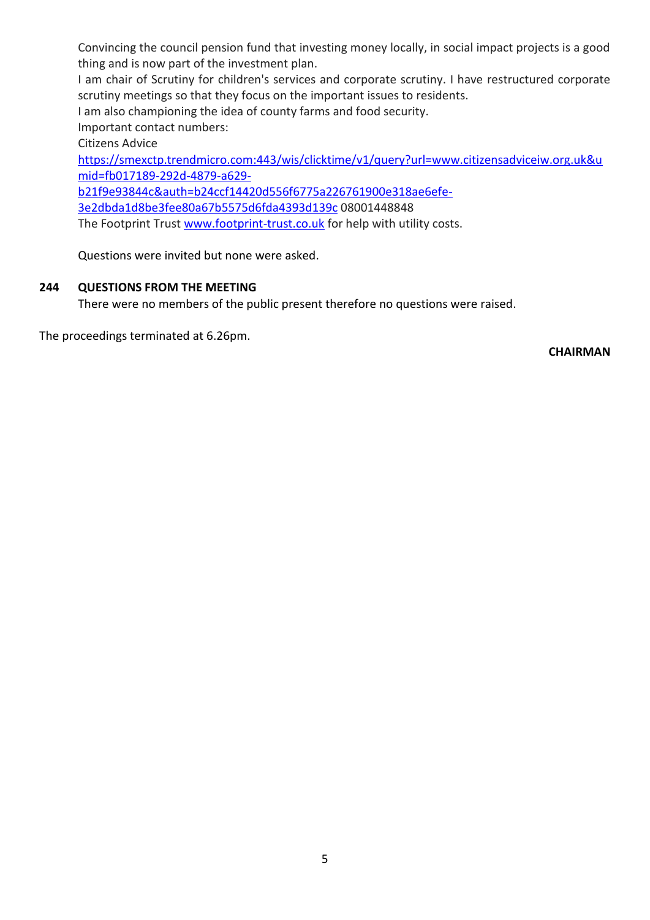Convincing the council pension fund that investing money locally, in social impact projects is a good thing and is now part of the investment plan.

I am chair of Scrutiny for children's services and corporate scrutiny. I have restructured corporate scrutiny meetings so that they focus on the important issues to residents.

I am also championing the idea of county farms and food security.

Important contact numbers:

Citizens Advice https://smexctp.trendmicro.com:443/wis/clicktime/v1/query?url=www.citizensadviceiw.org.uk&umid=fb017189-292d-4879-a629-b21f9e93844c&auth=b24ccf14420d556f6775a226761900e318ae6efe-3e2dbda1d8be3fee80a67b5575d6fda4393d139c 08001448848

The Footprint Trust www.footprint-trust.co.uk for help with utility costs.

Questions were invited but none were asked.

**244 QUESTIONS FROM THE MEETING**

There were no members of the public present therefore no questions were raised.

The proceedings terminated at 6.26pm.

**CHAIRMAN**